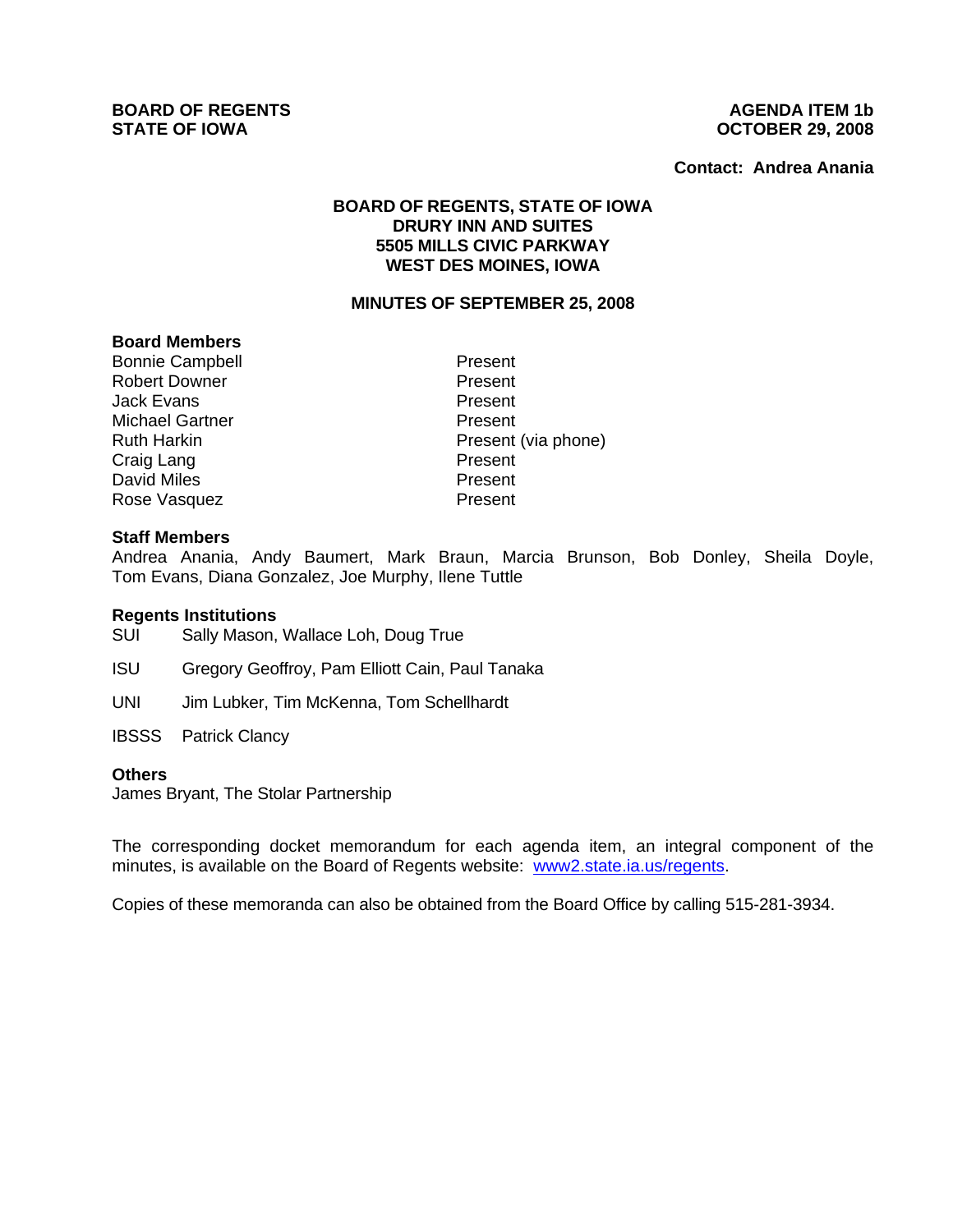**BOARD OF REGENTS**
**STATE OF IOWA**

**AGENDA ITEM 1b**
**OCTOBER 29, 2008**

**Contact: Andrea Anania**

**BOARD OF REGENTS, STATE OF IOWA**
**DRURY INN AND SUITES**
**5505 MILLS CIVIC PARKWAY**
**WEST DES MOINES, IOWA**

**MINUTES OF SEPTEMBER 25, 2008**

**Board Members**

| | |
|---|---|
| Bonnie Campbell | Present |
| Robert Downer | Present |
| Jack Evans | Present |
| Michael Gartner | Present |
| Ruth Harkin | Present (via phone) |
| Craig Lang | Present |
| David Miles | Present |
| Rose Vasquez | Present |

**Staff Members**

Andrea Anania, Andy Baumert, Mark Braun, Marcia Brunson, Bob Donley, Sheila Doyle, Tom Evans, Diana Gonzalez, Joe Murphy, Ilene Tuttle

**Regents Institutions**

SUI Sally Mason, Wallace Loh, Doug True

ISU Gregory Geoffroy, Pam Elliott Cain, Paul Tanaka

UNI Jim Lubker, Tim McKenna, Tom Schellhardt

IBSSS Patrick Clancy

**Others**

James Bryant, The Stolar Partnership

The corresponding docket memorandum for each agenda item, an integral component of the minutes, is available on the Board of Regents website: www2.state.ia.us/regents.

Copies of these memoranda can also be obtained from the Board Office by calling 515-281-3934.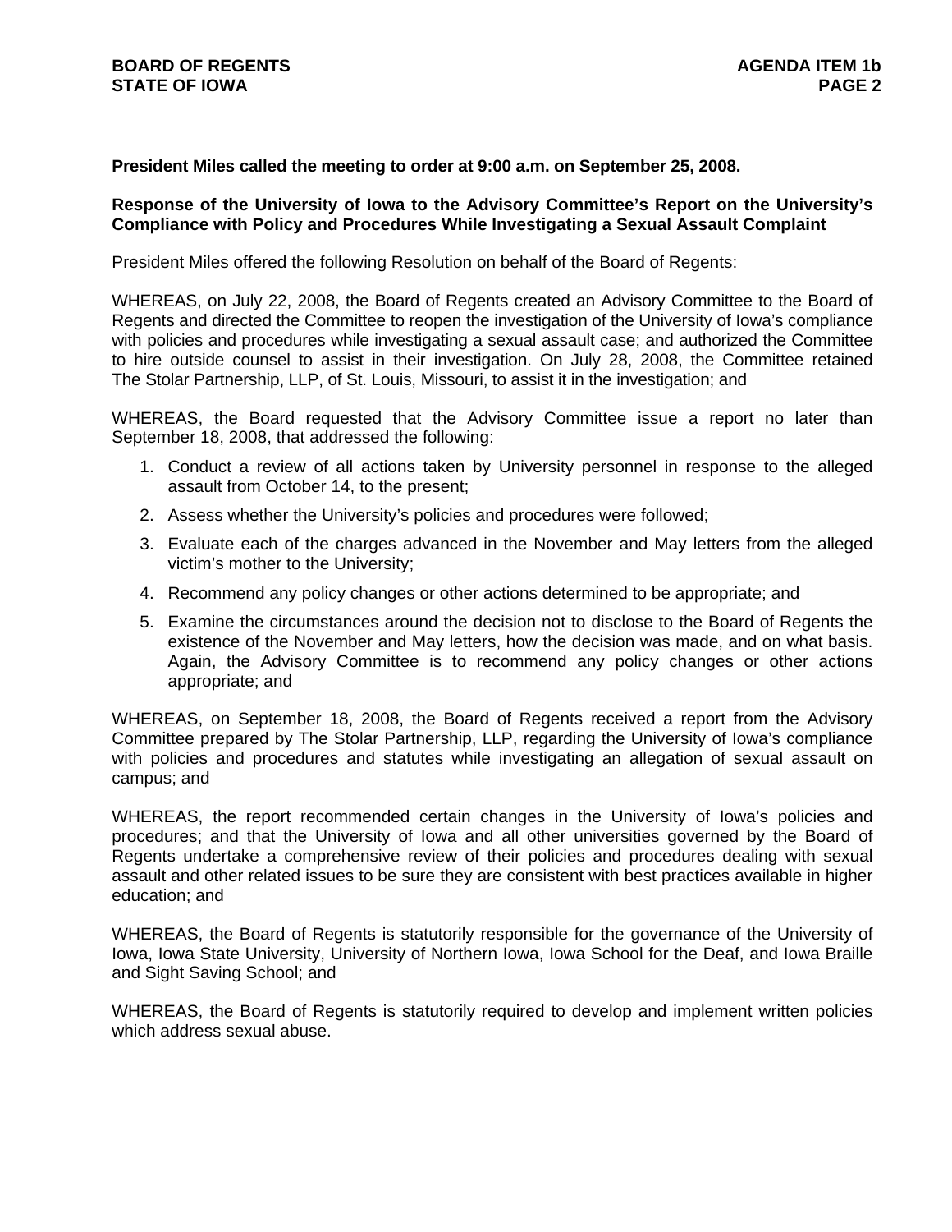**President Miles called the meeting to order at 9:00 a.m. on September 25, 2008.**

**Response of the University of Iowa to the Advisory Committee's Report on the University's Compliance with Policy and Procedures While Investigating a Sexual Assault Complaint**

President Miles offered the following Resolution on behalf of the Board of Regents:

WHEREAS, on July 22, 2008, the Board of Regents created an Advisory Committee to the Board of Regents and directed the Committee to reopen the investigation of the University of Iowa's compliance with policies and procedures while investigating a sexual assault case; and authorized the Committee to hire outside counsel to assist in their investigation. On July 28, 2008, the Committee retained The Stolar Partnership, LLP, of St. Louis, Missouri, to assist it in the investigation; and

WHEREAS, the Board requested that the Advisory Committee issue a report no later than September 18, 2008, that addressed the following:

1. Conduct a review of all actions taken by University personnel in response to the alleged assault from October 14, to the present;
2. Assess whether the University's policies and procedures were followed;
3. Evaluate each of the charges advanced in the November and May letters from the alleged victim's mother to the University;
4. Recommend any policy changes or other actions determined to be appropriate; and
5. Examine the circumstances around the decision not to disclose to the Board of Regents the existence of the November and May letters, how the decision was made, and on what basis. Again, the Advisory Committee is to recommend any policy changes or other actions appropriate; and

WHEREAS, on September 18, 2008, the Board of Regents received a report from the Advisory Committee prepared by The Stolar Partnership, LLP, regarding the University of Iowa's compliance with policies and procedures and statutes while investigating an allegation of sexual assault on campus; and

WHEREAS, the report recommended certain changes in the University of Iowa's policies and procedures; and that the University of Iowa and all other universities governed by the Board of Regents undertake a comprehensive review of their policies and procedures dealing with sexual assault and other related issues to be sure they are consistent with best practices available in higher education; and

WHEREAS, the Board of Regents is statutorily responsible for the governance of the University of Iowa, Iowa State University, University of Northern Iowa, Iowa School for the Deaf, and Iowa Braille and Sight Saving School; and

WHEREAS, the Board of Regents is statutorily required to develop and implement written policies which address sexual abuse.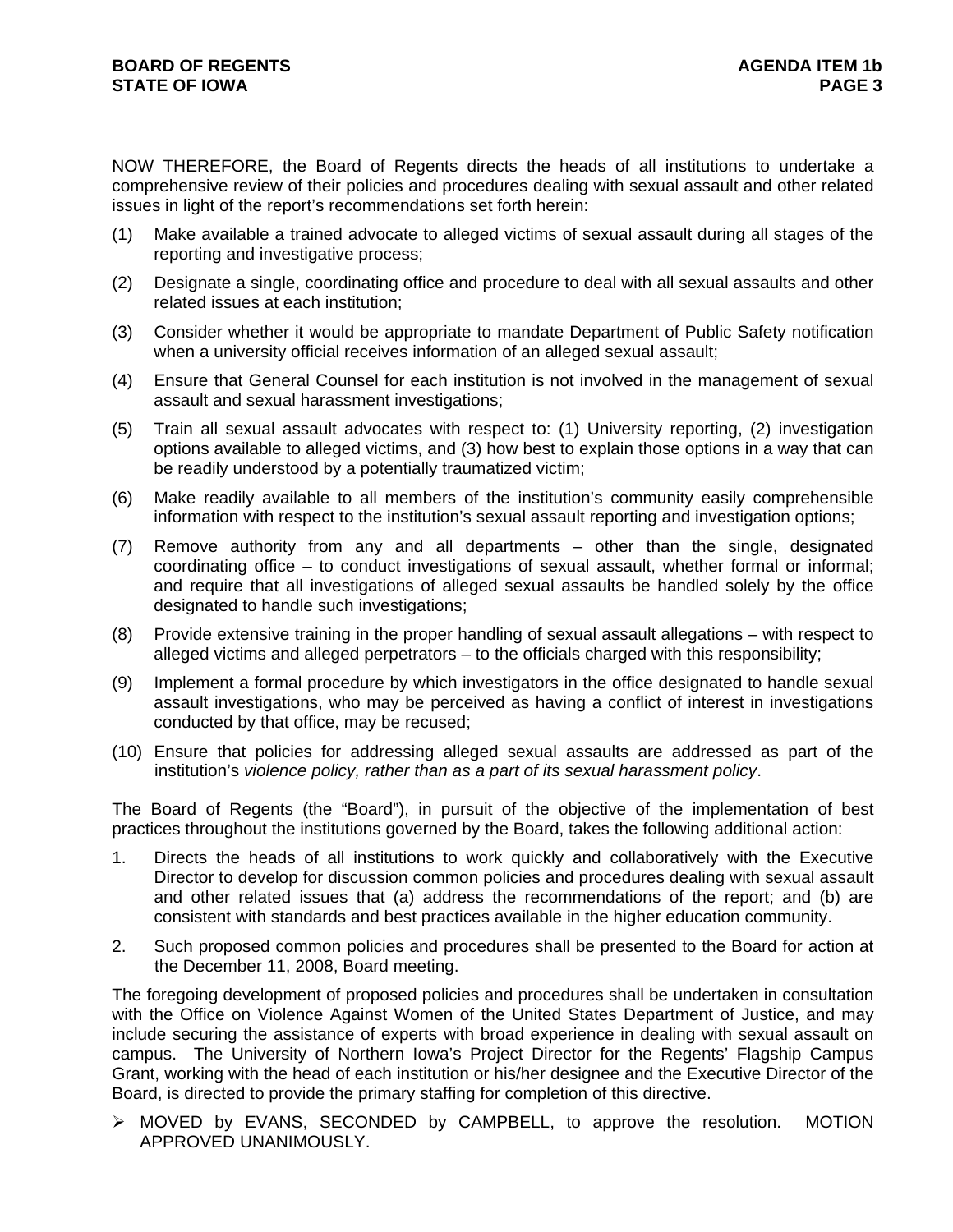NOW THEREFORE, the Board of Regents directs the heads of all institutions to undertake a comprehensive review of their policies and procedures dealing with sexual assault and other related issues in light of the report's recommendations set forth herein:

(1) Make available a trained advocate to alleged victims of sexual assault during all stages of the reporting and investigative process;

(2) Designate a single, coordinating office and procedure to deal with all sexual assaults and other related issues at each institution;

(3) Consider whether it would be appropriate to mandate Department of Public Safety notification when a university official receives information of an alleged sexual assault;

(4) Ensure that General Counsel for each institution is not involved in the management of sexual assault and sexual harassment investigations;

(5) Train all sexual assault advocates with respect to: (1) University reporting, (2) investigation options available to alleged victims, and (3) how best to explain those options in a way that can be readily understood by a potentially traumatized victim;

(6) Make readily available to all members of the institution's community easily comprehensible information with respect to the institution's sexual assault reporting and investigation options;

(7) Remove authority from any and all departments – other than the single, designated coordinating office – to conduct investigations of sexual assault, whether formal or informal; and require that all investigations of alleged sexual assaults be handled solely by the office designated to handle such investigations;

(8) Provide extensive training in the proper handling of sexual assault allegations – with respect to alleged victims and alleged perpetrators – to the officials charged with this responsibility;

(9) Implement a formal procedure by which investigators in the office designated to handle sexual assault investigations, who may be perceived as having a conflict of interest in investigations conducted by that office, may be recused;

(10) Ensure that policies for addressing alleged sexual assaults are addressed as part of the institution's *violence policy, rather than as a part of its sexual harassment policy*.

The Board of Regents (the "Board"), in pursuit of the objective of the implementation of best practices throughout the institutions governed by the Board, takes the following additional action:

1. Directs the heads of all institutions to work quickly and collaboratively with the Executive Director to develop for discussion common policies and procedures dealing with sexual assault and other related issues that (a) address the recommendations of the report; and (b) are consistent with standards and best practices available in the higher education community.

2. Such proposed common policies and procedures shall be presented to the Board for action at the December 11, 2008, Board meeting.

The foregoing development of proposed policies and procedures shall be undertaken in consultation with the Office on Violence Against Women of the United States Department of Justice, and may include securing the assistance of experts with broad experience in dealing with sexual assault on campus. The University of Northern Iowa's Project Director for the Regents' Flagship Campus Grant, working with the head of each institution or his/her designee and the Executive Director of the Board, is directed to provide the primary staffing for completion of this directive.

- MOVED by EVANS, SECONDED by CAMPBELL, to approve the resolution. MOTION APPROVED UNANIMOUSLY.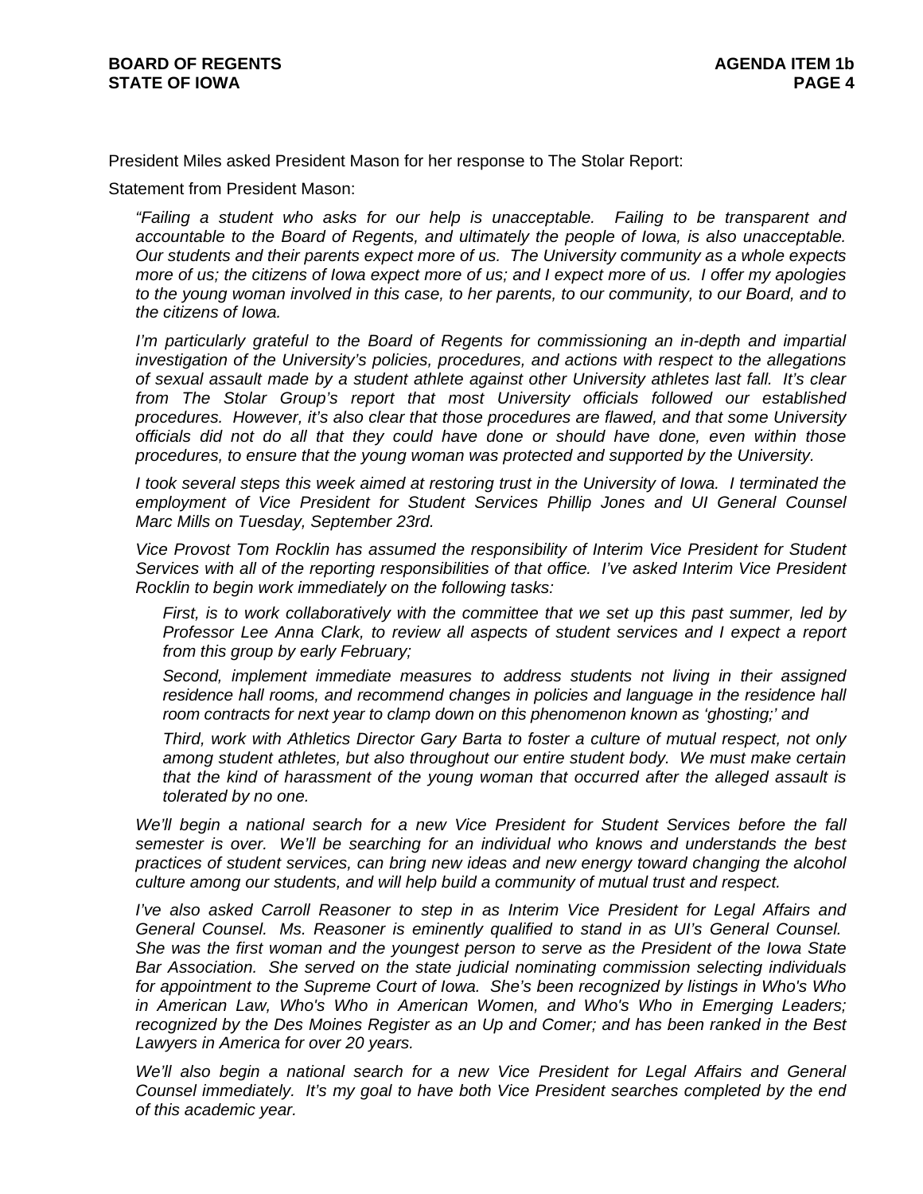President Miles asked President Mason for her response to The Stolar Report:

Statement from President Mason:

> *"Failing a student who asks for our help is unacceptable. Failing to be transparent and accountable to the Board of Regents, and ultimately the people of Iowa, is also unacceptable. Our students and their parents expect more of us. The University community as a whole expects more of us; the citizens of Iowa expect more of us; and I expect more of us. I offer my apologies to the young woman involved in this case, to her parents, to our community, to our Board, and to the citizens of Iowa.*
>
> *I'm particularly grateful to the Board of Regents for commissioning an in-depth and impartial investigation of the University's policies, procedures, and actions with respect to the allegations of sexual assault made by a student athlete against other University athletes last fall. It's clear from The Stolar Group's report that most University officials followed our established procedures. However, it's also clear that those procedures are flawed, and that some University officials did not do all that they could have done or should have done, even within those procedures, to ensure that the young woman was protected and supported by the University.*
>
> *I took several steps this week aimed at restoring trust in the University of Iowa. I terminated the employment of Vice President for Student Services Phillip Jones and UI General Counsel Marc Mills on Tuesday, September 23rd.*
>
> *Vice Provost Tom Rocklin has assumed the responsibility of Interim Vice President for Student Services with all of the reporting responsibilities of that office. I've asked Interim Vice President Rocklin to begin work immediately on the following tasks:*
>
> > *First, is to work collaboratively with the committee that we set up this past summer, led by Professor Lee Anna Clark, to review all aspects of student services and I expect a report from this group by early February;*
> >
> > *Second, implement immediate measures to address students not living in their assigned residence hall rooms, and recommend changes in policies and language in the residence hall room contracts for next year to clamp down on this phenomenon known as 'ghosting;' and*
> >
> > *Third, work with Athletics Director Gary Barta to foster a culture of mutual respect, not only among student athletes, but also throughout our entire student body. We must make certain that the kind of harassment of the young woman that occurred after the alleged assault is tolerated by no one.*
>
> *We'll begin a national search for a new Vice President for Student Services before the fall semester is over. We'll be searching for an individual who knows and understands the best practices of student services, can bring new ideas and new energy toward changing the alcohol culture among our students, and will help build a community of mutual trust and respect.*
>
> *I've also asked Carroll Reasoner to step in as Interim Vice President for Legal Affairs and General Counsel. Ms. Reasoner is eminently qualified to stand in as UI's General Counsel. She was the first woman and the youngest person to serve as the President of the Iowa State Bar Association. She served on the state judicial nominating commission selecting individuals for appointment to the Supreme Court of Iowa. She's been recognized by listings in Who's Who in American Law, Who's Who in American Women, and Who's Who in Emerging Leaders; recognized by the Des Moines Register as an Up and Comer; and has been ranked in the Best Lawyers in America for over 20 years.*
>
> *We'll also begin a national search for a new Vice President for Legal Affairs and General Counsel immediately. It's my goal to have both Vice President searches completed by the end of this academic year.*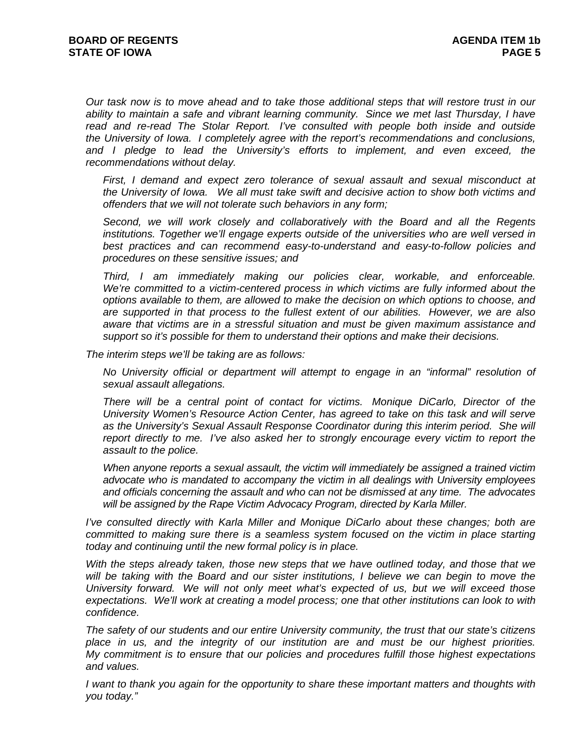*Our task now is to move ahead and to take those additional steps that will restore trust in our ability to maintain a safe and vibrant learning community. Since we met last Thursday, I have read and re-read The Stolar Report. I've consulted with people both inside and outside the University of Iowa. I completely agree with the report's recommendations and conclusions, and I pledge to lead the University's efforts to implement, and even exceed, the recommendations without delay.*

> *First, I demand and expect zero tolerance of sexual assault and sexual misconduct at the University of Iowa. We all must take swift and decisive action to show both victims and offenders that we will not tolerate such behaviors in any form;*
>
> *Second, we will work closely and collaboratively with the Board and all the Regents institutions. Together we'll engage experts outside of the universities who are well versed in best practices and can recommend easy-to-understand and easy-to-follow policies and procedures on these sensitive issues; and*
>
> *Third, I am immediately making our policies clear, workable, and enforceable. We're committed to a victim-centered process in which victims are fully informed about the options available to them, are allowed to make the decision on which options to choose, and are supported in that process to the fullest extent of our abilities. However, we are also aware that victims are in a stressful situation and must be given maximum assistance and support so it's possible for them to understand their options and make their decisions.*

*The interim steps we'll be taking are as follows:*

> *No University official or department will attempt to engage in an "informal" resolution of sexual assault allegations.*
>
> *There will be a central point of contact for victims. Monique DiCarlo, Director of the University Women's Resource Action Center, has agreed to take on this task and will serve as the University's Sexual Assault Response Coordinator during this interim period. She will report directly to me. I've also asked her to strongly encourage every victim to report the assault to the police.*
>
> *When anyone reports a sexual assault, the victim will immediately be assigned a trained victim advocate who is mandated to accompany the victim in all dealings with University employees and officials concerning the assault and who can not be dismissed at any time. The advocates will be assigned by the Rape Victim Advocacy Program, directed by Karla Miller.*

*I've consulted directly with Karla Miller and Monique DiCarlo about these changes; both are committed to making sure there is a seamless system focused on the victim in place starting today and continuing until the new formal policy is in place.*

*With the steps already taken, those new steps that we have outlined today, and those that we will be taking with the Board and our sister institutions, I believe we can begin to move the University forward. We will not only meet what's expected of us, but we will exceed those expectations. We'll work at creating a model process; one that other institutions can look to with confidence.*

*The safety of our students and our entire University community, the trust that our state's citizens place in us, and the integrity of our institution are and must be our highest priorities. My commitment is to ensure that our policies and procedures fulfill those highest expectations and values.*

*I want to thank you again for the opportunity to share these important matters and thoughts with you today."*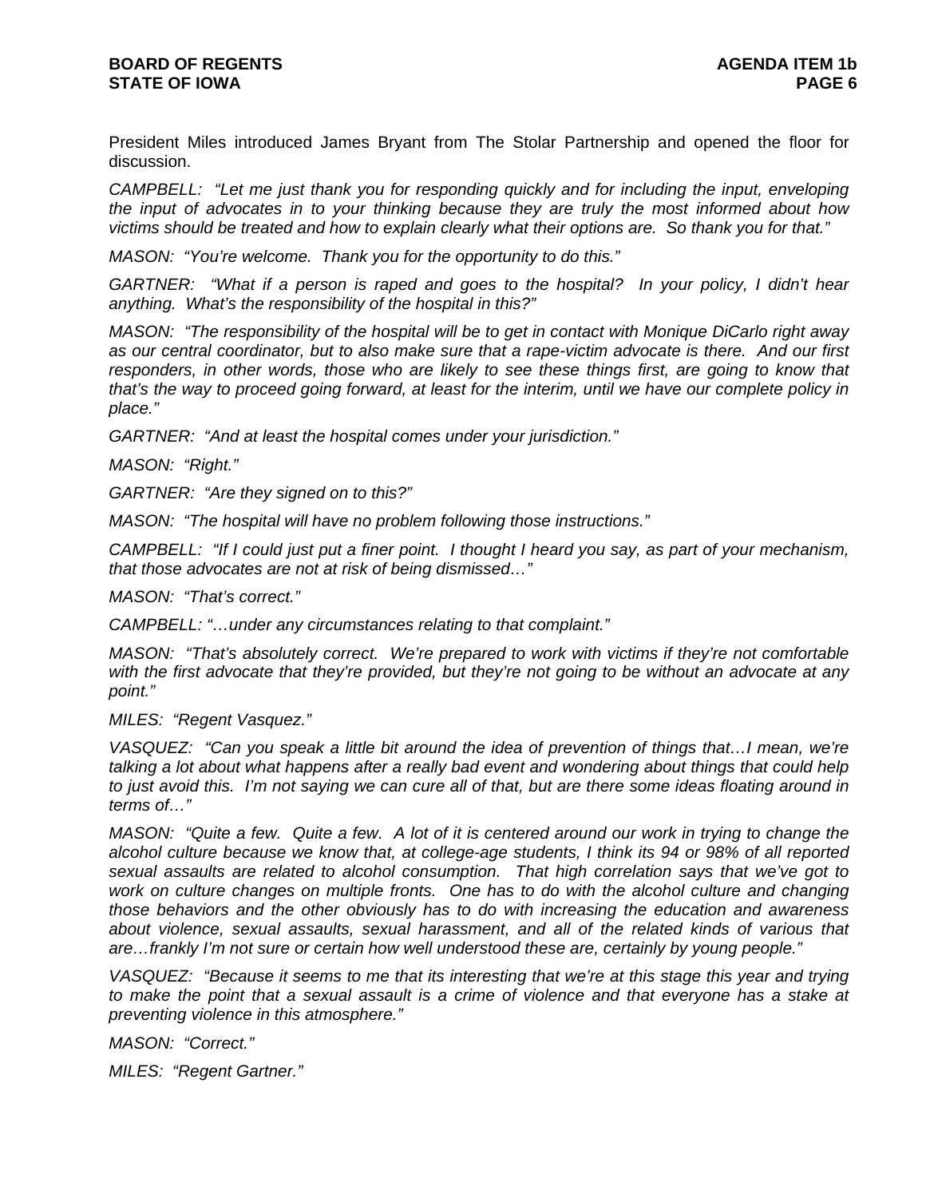President Miles introduced James Bryant from The Stolar Partnership and opened the floor for discussion.

*CAMPBELL: "Let me just thank you for responding quickly and for including the input, enveloping the input of advocates in to your thinking because they are truly the most informed about how victims should be treated and how to explain clearly what their options are. So thank you for that."*

*MASON: "You're welcome. Thank you for the opportunity to do this."*

*GARTNER: "What if a person is raped and goes to the hospital? In your policy, I didn't hear anything. What's the responsibility of the hospital in this?"*

*MASON: "The responsibility of the hospital will be to get in contact with Monique DiCarlo right away as our central coordinator, but to also make sure that a rape-victim advocate is there. And our first responders, in other words, those who are likely to see these things first, are going to know that that's the way to proceed going forward, at least for the interim, until we have our complete policy in place."*

*GARTNER: "And at least the hospital comes under your jurisdiction."*

*MASON: "Right."*

*GARTNER: "Are they signed on to this?"*

*MASON: "The hospital will have no problem following those instructions."*

*CAMPBELL: "If I could just put a finer point. I thought I heard you say, as part of your mechanism, that those advocates are not at risk of being dismissed…"*

*MASON: "That's correct."*

*CAMPBELL: "…under any circumstances relating to that complaint."*

*MASON: "That's absolutely correct. We're prepared to work with victims if they're not comfortable with the first advocate that they're provided, but they're not going to be without an advocate at any point."*

*MILES: "Regent Vasquez."*

*VASQUEZ: "Can you speak a little bit around the idea of prevention of things that…I mean, we're talking a lot about what happens after a really bad event and wondering about things that could help to just avoid this. I'm not saying we can cure all of that, but are there some ideas floating around in terms of…"*

*MASON: "Quite a few. Quite a few. A lot of it is centered around our work in trying to change the alcohol culture because we know that, at college-age students, I think its 94 or 98% of all reported sexual assaults are related to alcohol consumption. That high correlation says that we've got to work on culture changes on multiple fronts. One has to do with the alcohol culture and changing those behaviors and the other obviously has to do with increasing the education and awareness about violence, sexual assaults, sexual harassment, and all of the related kinds of various that are…frankly I'm not sure or certain how well understood these are, certainly by young people."*

*VASQUEZ: "Because it seems to me that its interesting that we're at this stage this year and trying to make the point that a sexual assault is a crime of violence and that everyone has a stake at preventing violence in this atmosphere."*

*MASON: "Correct."*

*MILES: "Regent Gartner."*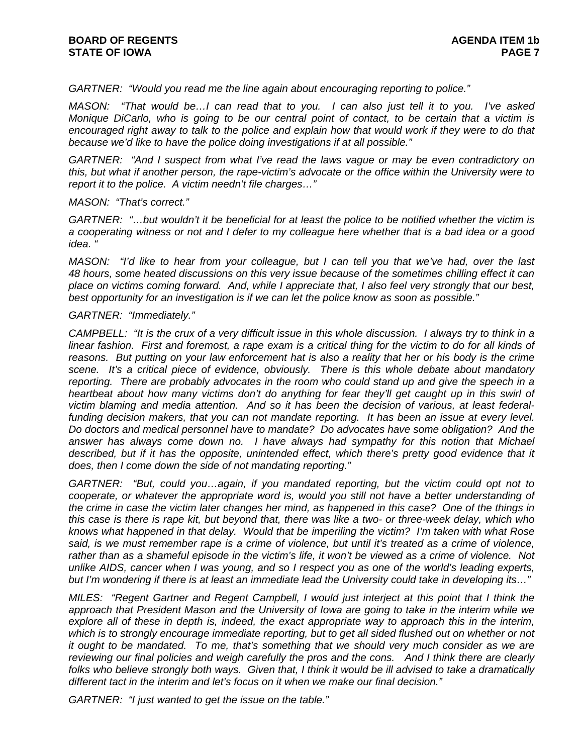*GARTNER: "Would you read me the line again about encouraging reporting to police."*

*MASON: "That would be…I can read that to you. I can also just tell it to you. I've asked Monique DiCarlo, who is going to be our central point of contact, to be certain that a victim is encouraged right away to talk to the police and explain how that would work if they were to do that because we'd like to have the police doing investigations if at all possible."*

*GARTNER: "And I suspect from what I've read the laws vague or may be even contradictory on this, but what if another person, the rape-victim's advocate or the office within the University were to report it to the police. A victim needn't file charges…"*

*MASON: "That's correct."*

*GARTNER: "…but wouldn't it be beneficial for at least the police to be notified whether the victim is a cooperating witness or not and I defer to my colleague here whether that is a bad idea or a good idea. "*

*MASON: "I'd like to hear from your colleague, but I can tell you that we've had, over the last 48 hours, some heated discussions on this very issue because of the sometimes chilling effect it can place on victims coming forward. And, while I appreciate that, I also feel very strongly that our best, best opportunity for an investigation is if we can let the police know as soon as possible."*

*GARTNER: "Immediately."*

*CAMPBELL: "It is the crux of a very difficult issue in this whole discussion. I always try to think in a linear fashion. First and foremost, a rape exam is a critical thing for the victim to do for all kinds of reasons. But putting on your law enforcement hat is also a reality that her or his body is the crime scene. It's a critical piece of evidence, obviously. There is this whole debate about mandatory reporting. There are probably advocates in the room who could stand up and give the speech in a heartbeat about how many victims don't do anything for fear they'll get caught up in this swirl of victim blaming and media attention. And so it has been the decision of various, at least federal-funding decision makers, that you can not mandate reporting. It has been an issue at every level. Do doctors and medical personnel have to mandate? Do advocates have some obligation? And the answer has always come down no. I have always had sympathy for this notion that Michael described, but if it has the opposite, unintended effect, which there's pretty good evidence that it does, then I come down the side of not mandating reporting."*

*GARTNER: "But, could you…again, if you mandated reporting, but the victim could opt not to cooperate, or whatever the appropriate word is, would you still not have a better understanding of the crime in case the victim later changes her mind, as happened in this case? One of the things in this case is there is rape kit, but beyond that, there was like a two- or three-week delay, which who knows what happened in that delay. Would that be imperiling the victim? I'm taken with what Rose said, is we must remember rape is a crime of violence, but until it's treated as a crime of violence, rather than as a shameful episode in the victim's life, it won't be viewed as a crime of violence. Not unlike AIDS, cancer when I was young, and so I respect you as one of the world's leading experts, but I'm wondering if there is at least an immediate lead the University could take in developing its…"*

*MILES: "Regent Gartner and Regent Campbell, I would just interject at this point that I think the approach that President Mason and the University of Iowa are going to take in the interim while we explore all of these in depth is, indeed, the exact appropriate way to approach this in the interim, which is to strongly encourage immediate reporting, but to get all sided flushed out on whether or not it ought to be mandated. To me, that's something that we should very much consider as we are reviewing our final policies and weigh carefully the pros and the cons. And I think there are clearly folks who believe strongly both ways. Given that, I think it would be ill advised to take a dramatically different tact in the interim and let's focus on it when we make our final decision."*

*GARTNER: "I just wanted to get the issue on the table."*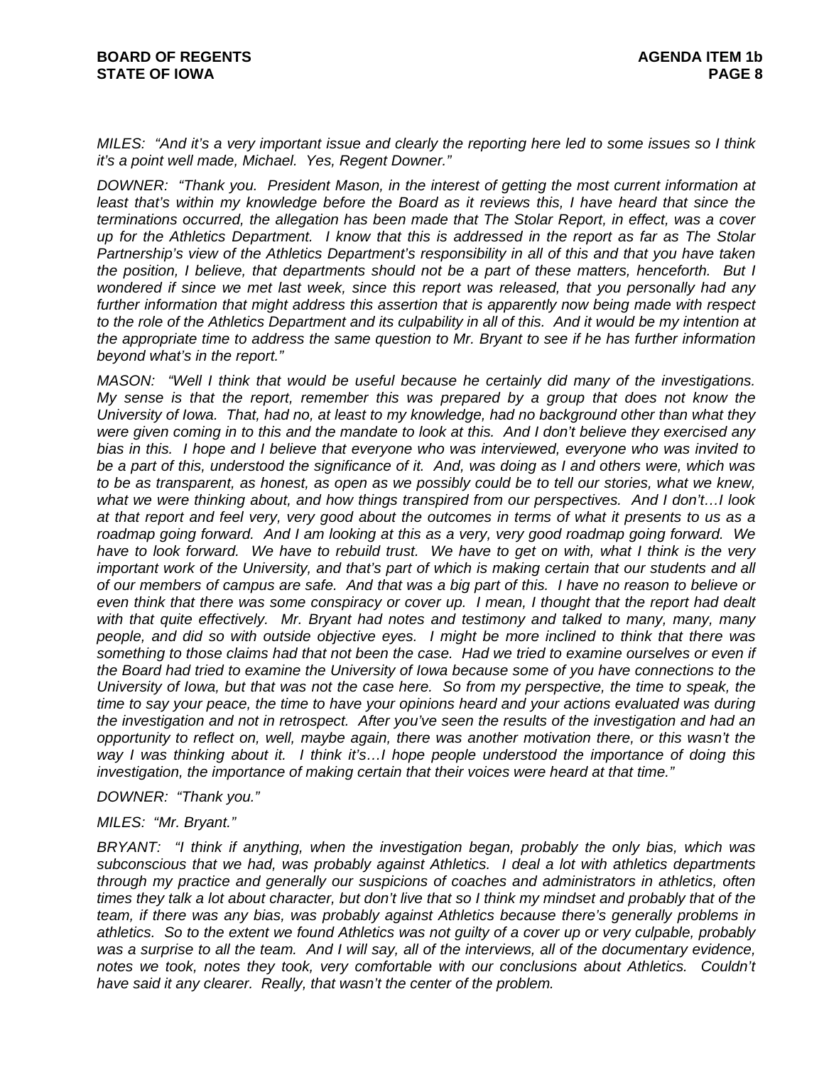*MILES: "And it's a very important issue and clearly the reporting here led to some issues so I think it's a point well made, Michael. Yes, Regent Downer."*

*DOWNER: "Thank you. President Mason, in the interest of getting the most current information at least that's within my knowledge before the Board as it reviews this, I have heard that since the terminations occurred, the allegation has been made that The Stolar Report, in effect, was a cover up for the Athletics Department. I know that this is addressed in the report as far as The Stolar Partnership's view of the Athletics Department's responsibility in all of this and that you have taken the position, I believe, that departments should not be a part of these matters, henceforth. But I wondered if since we met last week, since this report was released, that you personally had any further information that might address this assertion that is apparently now being made with respect to the role of the Athletics Department and its culpability in all of this. And it would be my intention at the appropriate time to address the same question to Mr. Bryant to see if he has further information beyond what's in the report."*

*MASON: "Well I think that would be useful because he certainly did many of the investigations. My sense is that the report, remember this was prepared by a group that does not know the University of Iowa. That, had no, at least to my knowledge, had no background other than what they were given coming in to this and the mandate to look at this. And I don't believe they exercised any bias in this. I hope and I believe that everyone who was interviewed, everyone who was invited to be a part of this, understood the significance of it. And, was doing as I and others were, which was to be as transparent, as honest, as open as we possibly could be to tell our stories, what we knew, what we were thinking about, and how things transpired from our perspectives. And I don't…I look at that report and feel very, very good about the outcomes in terms of what it presents to us as a roadmap going forward. And I am looking at this as a very, very good roadmap going forward. We have to look forward. We have to rebuild trust. We have to get on with, what I think is the very important work of the University, and that's part of which is making certain that our students and all of our members of campus are safe. And that was a big part of this. I have no reason to believe or even think that there was some conspiracy or cover up. I mean, I thought that the report had dealt with that quite effectively. Mr. Bryant had notes and testimony and talked to many, many, many people, and did so with outside objective eyes. I might be more inclined to think that there was something to those claims had that not been the case. Had we tried to examine ourselves or even if the Board had tried to examine the University of Iowa because some of you have connections to the University of Iowa, but that was not the case here. So from my perspective, the time to speak, the time to say your peace, the time to have your opinions heard and your actions evaluated was during the investigation and not in retrospect. After you've seen the results of the investigation and had an opportunity to reflect on, well, maybe again, there was another motivation there, or this wasn't the way I was thinking about it. I think it's…I hope people understood the importance of doing this investigation, the importance of making certain that their voices were heard at that time."*

*DOWNER: "Thank you."*

*MILES: "Mr. Bryant."*

*BRYANT: "I think if anything, when the investigation began, probably the only bias, which was subconscious that we had, was probably against Athletics. I deal a lot with athletics departments through my practice and generally our suspicions of coaches and administrators in athletics, often times they talk a lot about character, but don't live that so I think my mindset and probably that of the team, if there was any bias, was probably against Athletics because there's generally problems in athletics. So to the extent we found Athletics was not guilty of a cover up or very culpable, probably was a surprise to all the team. And I will say, all of the interviews, all of the documentary evidence, notes we took, notes they took, very comfortable with our conclusions about Athletics. Couldn't have said it any clearer. Really, that wasn't the center of the problem.*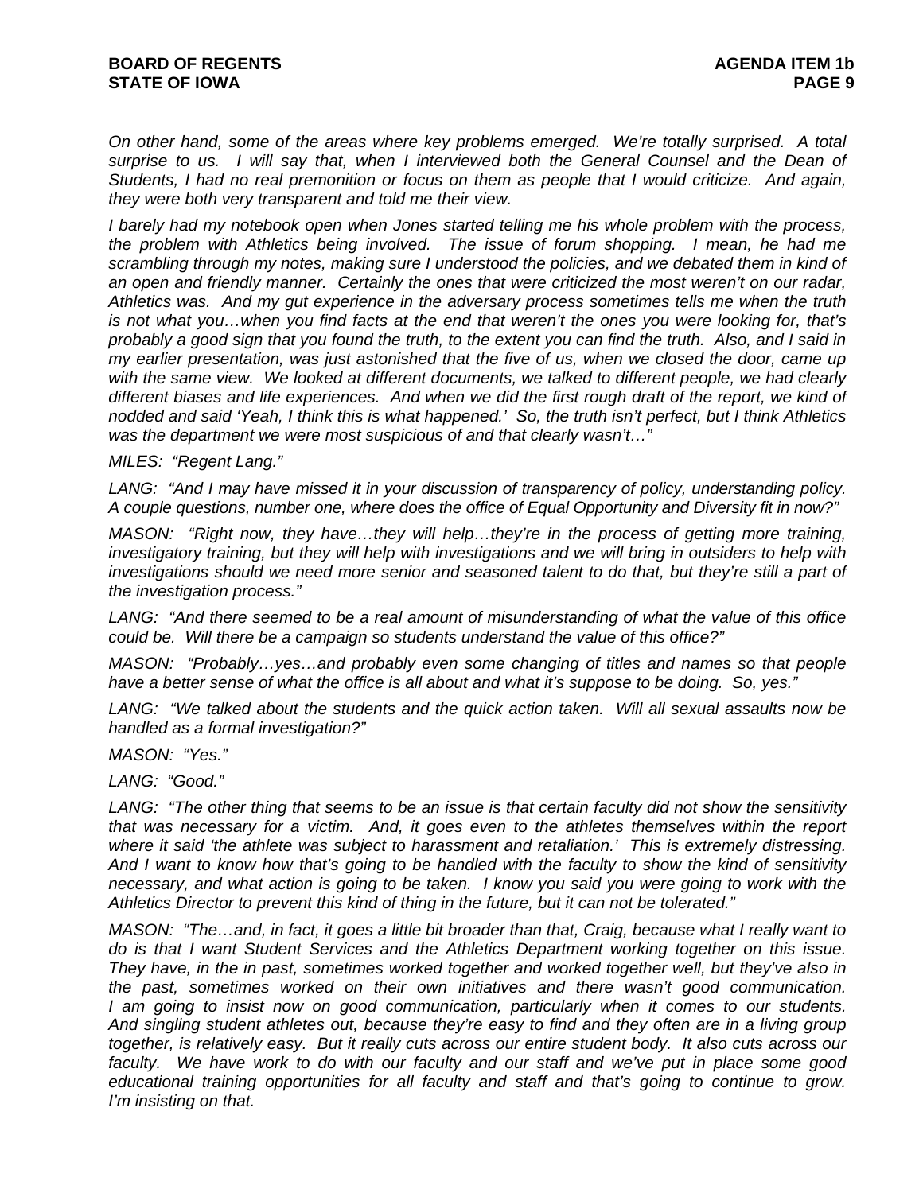*On other hand, some of the areas where key problems emerged. We're totally surprised. A total surprise to us. I will say that, when I interviewed both the General Counsel and the Dean of Students, I had no real premonition or focus on them as people that I would criticize. And again, they were both very transparent and told me their view.*

*I barely had my notebook open when Jones started telling me his whole problem with the process, the problem with Athletics being involved. The issue of forum shopping. I mean, he had me scrambling through my notes, making sure I understood the policies, and we debated them in kind of an open and friendly manner. Certainly the ones that were criticized the most weren't on our radar, Athletics was. And my gut experience in the adversary process sometimes tells me when the truth is not what you…when you find facts at the end that weren't the ones you were looking for, that's probably a good sign that you found the truth, to the extent you can find the truth. Also, and I said in my earlier presentation, was just astonished that the five of us, when we closed the door, came up with the same view. We looked at different documents, we talked to different people, we had clearly different biases and life experiences. And when we did the first rough draft of the report, we kind of nodded and said 'Yeah, I think this is what happened.' So, the truth isn't perfect, but I think Athletics was the department we were most suspicious of and that clearly wasn't…"*

*MILES: "Regent Lang."*

*LANG: "And I may have missed it in your discussion of transparency of policy, understanding policy. A couple questions, number one, where does the office of Equal Opportunity and Diversity fit in now?"*

*MASON: "Right now, they have…they will help…they're in the process of getting more training, investigatory training, but they will help with investigations and we will bring in outsiders to help with investigations should we need more senior and seasoned talent to do that, but they're still a part of the investigation process."*

*LANG: "And there seemed to be a real amount of misunderstanding of what the value of this office could be. Will there be a campaign so students understand the value of this office?"*

*MASON: "Probably…yes…and probably even some changing of titles and names so that people have a better sense of what the office is all about and what it's suppose to be doing. So, yes."*

*LANG: "We talked about the students and the quick action taken. Will all sexual assaults now be handled as a formal investigation?"*

*MASON: "Yes."*

*LANG: "Good."*

*LANG: "The other thing that seems to be an issue is that certain faculty did not show the sensitivity that was necessary for a victim. And, it goes even to the athletes themselves within the report where it said 'the athlete was subject to harassment and retaliation.' This is extremely distressing. And I want to know how that's going to be handled with the faculty to show the kind of sensitivity necessary, and what action is going to be taken. I know you said you were going to work with the Athletics Director to prevent this kind of thing in the future, but it can not be tolerated."*

*MASON: "The…and, in fact, it goes a little bit broader than that, Craig, because what I really want to do is that I want Student Services and the Athletics Department working together on this issue. They have, in the in past, sometimes worked together and worked together well, but they've also in the past, sometimes worked on their own initiatives and there wasn't good communication. I am going to insist now on good communication, particularly when it comes to our students. And singling student athletes out, because they're easy to find and they often are in a living group together, is relatively easy. But it really cuts across our entire student body. It also cuts across our faculty. We have work to do with our faculty and our staff and we've put in place some good educational training opportunities for all faculty and staff and that's going to continue to grow. I'm insisting on that.*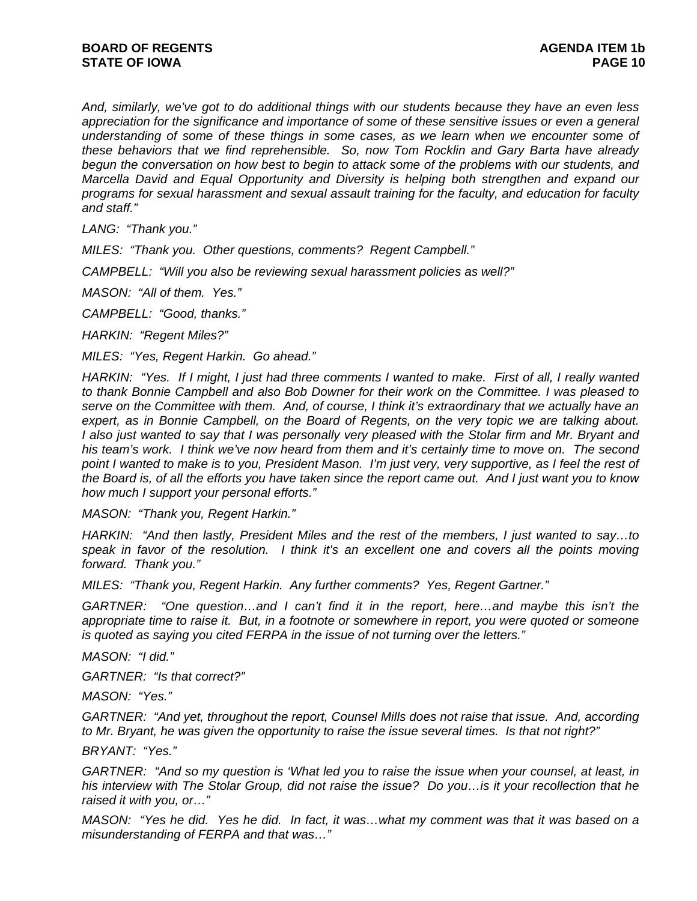*And, similarly, we've got to do additional things with our students because they have an even less appreciation for the significance and importance of some of these sensitive issues or even a general understanding of some of these things in some cases, as we learn when we encounter some of these behaviors that we find reprehensible. So, now Tom Rocklin and Gary Barta have already begun the conversation on how best to begin to attack some of the problems with our students, and Marcella David and Equal Opportunity and Diversity is helping both strengthen and expand our programs for sexual harassment and sexual assault training for the faculty, and education for faculty and staff."*

*LANG: "Thank you."*

*MILES: "Thank you. Other questions, comments? Regent Campbell."*

*CAMPBELL: "Will you also be reviewing sexual harassment policies as well?"*

*MASON: "All of them. Yes."*

*CAMPBELL: "Good, thanks."*

*HARKIN: "Regent Miles?"*

*MILES: "Yes, Regent Harkin. Go ahead."*

*HARKIN: "Yes. If I might, I just had three comments I wanted to make. First of all, I really wanted to thank Bonnie Campbell and also Bob Downer for their work on the Committee. I was pleased to serve on the Committee with them. And, of course, I think it's extraordinary that we actually have an expert, as in Bonnie Campbell, on the Board of Regents, on the very topic we are talking about. I also just wanted to say that I was personally very pleased with the Stolar firm and Mr. Bryant and his team's work. I think we've now heard from them and it's certainly time to move on. The second point I wanted to make is to you, President Mason. I'm just very, very supportive, as I feel the rest of the Board is, of all the efforts you have taken since the report came out. And I just want you to know how much I support your personal efforts."*

*MASON: "Thank you, Regent Harkin."*

*HARKIN: "And then lastly, President Miles and the rest of the members, I just wanted to say…to speak in favor of the resolution. I think it's an excellent one and covers all the points moving forward. Thank you."*

*MILES: "Thank you, Regent Harkin. Any further comments? Yes, Regent Gartner."*

*GARTNER: "One question…and I can't find it in the report, here…and maybe this isn't the appropriate time to raise it. But, in a footnote or somewhere in report, you were quoted or someone is quoted as saying you cited FERPA in the issue of not turning over the letters."*

*MASON: "I did."*

*GARTNER: "Is that correct?"*

*MASON: "Yes."*

*GARTNER: "And yet, throughout the report, Counsel Mills does not raise that issue. And, according to Mr. Bryant, he was given the opportunity to raise the issue several times. Is that not right?"*

*BRYANT: "Yes."*

*GARTNER: "And so my question is 'What led you to raise the issue when your counsel, at least, in his interview with The Stolar Group, did not raise the issue? Do you…is it your recollection that he raised it with you, or…"*

*MASON: "Yes he did. Yes he did. In fact, it was…what my comment was that it was based on a misunderstanding of FERPA and that was…"*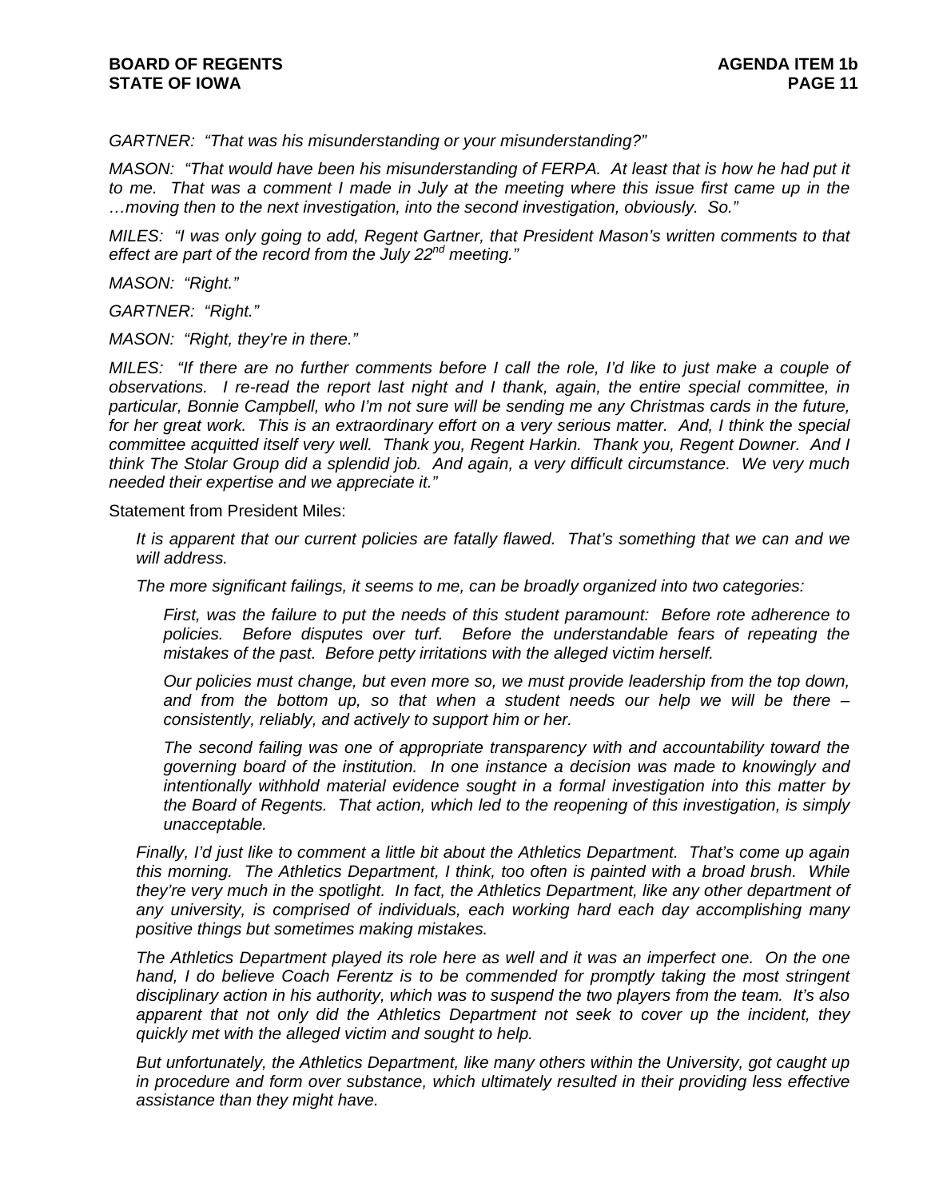*GARTNER: "That was his misunderstanding or your misunderstanding?"*

*MASON: "That would have been his misunderstanding of FERPA. At least that is how he had put it to me. That was a comment I made in July at the meeting where this issue first came up in the …moving then to the next investigation, into the second investigation, obviously. So."*

*MILES: "I was only going to add, Regent Gartner, that President Mason's written comments to that effect are part of the record from the July 22nd meeting."*

*MASON: "Right."*

*GARTNER: "Right."*

*MASON: "Right, they're in there."*

*MILES: "If there are no further comments before I call the role, I'd like to just make a couple of observations. I re-read the report last night and I thank, again, the entire special committee, in particular, Bonnie Campbell, who I'm not sure will be sending me any Christmas cards in the future, for her great work. This is an extraordinary effort on a very serious matter. And, I think the special committee acquitted itself very well. Thank you, Regent Harkin. Thank you, Regent Downer. And I think The Stolar Group did a splendid job. And again, a very difficult circumstance. We very much needed their expertise and we appreciate it."*

Statement from President Miles:

> *It is apparent that our current policies are fatally flawed. That's something that we can and we will address.*
>
> *The more significant failings, it seems to me, can be broadly organized into two categories:*
>
> > *First, was the failure to put the needs of this student paramount: Before rote adherence to policies. Before disputes over turf. Before the understandable fears of repeating the mistakes of the past. Before petty irritations with the alleged victim herself.*
> >
> > *Our policies must change, but even more so, we must provide leadership from the top down, and from the bottom up, so that when a student needs our help we will be there – consistently, reliably, and actively to support him or her.*
> >
> > *The second failing was one of appropriate transparency with and accountability toward the governing board of the institution. In one instance a decision was made to knowingly and intentionally withhold material evidence sought in a formal investigation into this matter by the Board of Regents. That action, which led to the reopening of this investigation, is simply unacceptable.*
>
> *Finally, I'd just like to comment a little bit about the Athletics Department. That's come up again this morning. The Athletics Department, I think, too often is painted with a broad brush. While they're very much in the spotlight. In fact, the Athletics Department, like any other department of any university, is comprised of individuals, each working hard each day accomplishing many positive things but sometimes making mistakes.*
>
> *The Athletics Department played its role here as well and it was an imperfect one. On the one hand, I do believe Coach Ferentz is to be commended for promptly taking the most stringent disciplinary action in his authority, which was to suspend the two players from the team. It's also apparent that not only did the Athletics Department not seek to cover up the incident, they quickly met with the alleged victim and sought to help.*
>
> *But unfortunately, the Athletics Department, like many others within the University, got caught up in procedure and form over substance, which ultimately resulted in their providing less effective assistance than they might have.*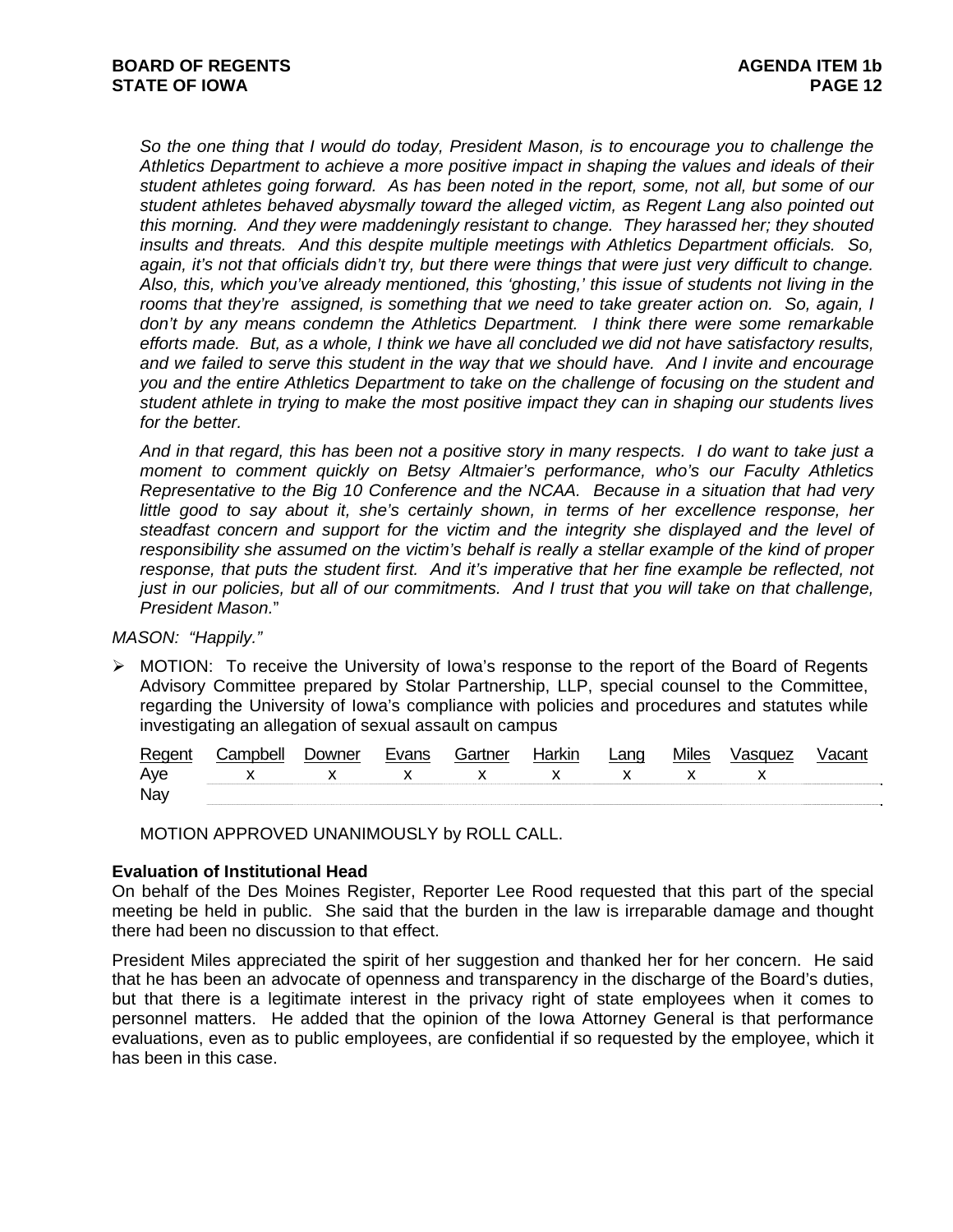*So the one thing that I would do today, President Mason, is to encourage you to challenge the Athletics Department to achieve a more positive impact in shaping the values and ideals of their student athletes going forward. As has been noted in the report, some, not all, but some of our student athletes behaved abysmally toward the alleged victim, as Regent Lang also pointed out this morning. And they were maddeningly resistant to change. They harassed her; they shouted insults and threats. And this despite multiple meetings with Athletics Department officials. So, again, it's not that officials didn't try, but there were things that were just very difficult to change. Also, this, which you've already mentioned, this 'ghosting,' this issue of students not living in the rooms that they're assigned, is something that we need to take greater action on. So, again, I don't by any means condemn the Athletics Department. I think there were some remarkable efforts made. But, as a whole, I think we have all concluded we did not have satisfactory results, and we failed to serve this student in the way that we should have. And I invite and encourage you and the entire Athletics Department to take on the challenge of focusing on the student and student athlete in trying to make the most positive impact they can in shaping our students lives for the better.*

*And in that regard, this has been not a positive story in many respects. I do want to take just a moment to comment quickly on Betsy Altmaier's performance, who's our Faculty Athletics Representative to the Big 10 Conference and the NCAA. Because in a situation that had very little good to say about it, she's certainly shown, in terms of her excellence response, her steadfast concern and support for the victim and the integrity she displayed and the level of responsibility she assumed on the victim's behalf is really a stellar example of the kind of proper response, that puts the student first. And it's imperative that her fine example be reflected, not just in our policies, but all of our commitments. And I trust that you will take on that challenge, President Mason.*"

*MASON: "Happily."*

- MOTION: To receive the University of Iowa's response to the report of the Board of Regents Advisory Committee prepared by Stolar Partnership, LLP, special counsel to the Committee, regarding the University of Iowa's compliance with policies and procedures and statutes while investigating an allegation of sexual assault on campus

| Regent | Campbell | Downer | Evans | Gartner | Harkin | Lang | Miles | Vasquez | Vacant |
|---|---|---|---|---|---|---|---|---|---|
| Aye | x | x | x | x | x | x | x | x | |
| Nay | | | | | | | | | |

MOTION APPROVED UNANIMOUSLY by ROLL CALL.

**Evaluation of Institutional Head**

On behalf of the Des Moines Register, Reporter Lee Rood requested that this part of the special meeting be held in public. She said that the burden in the law is irreparable damage and thought there had been no discussion to that effect.

President Miles appreciated the spirit of her suggestion and thanked her for her concern. He said that he has been an advocate of openness and transparency in the discharge of the Board's duties, but that there is a legitimate interest in the privacy right of state employees when it comes to personnel matters. He added that the opinion of the Iowa Attorney General is that performance evaluations, even as to public employees, are confidential if so requested by the employee, which it has been in this case.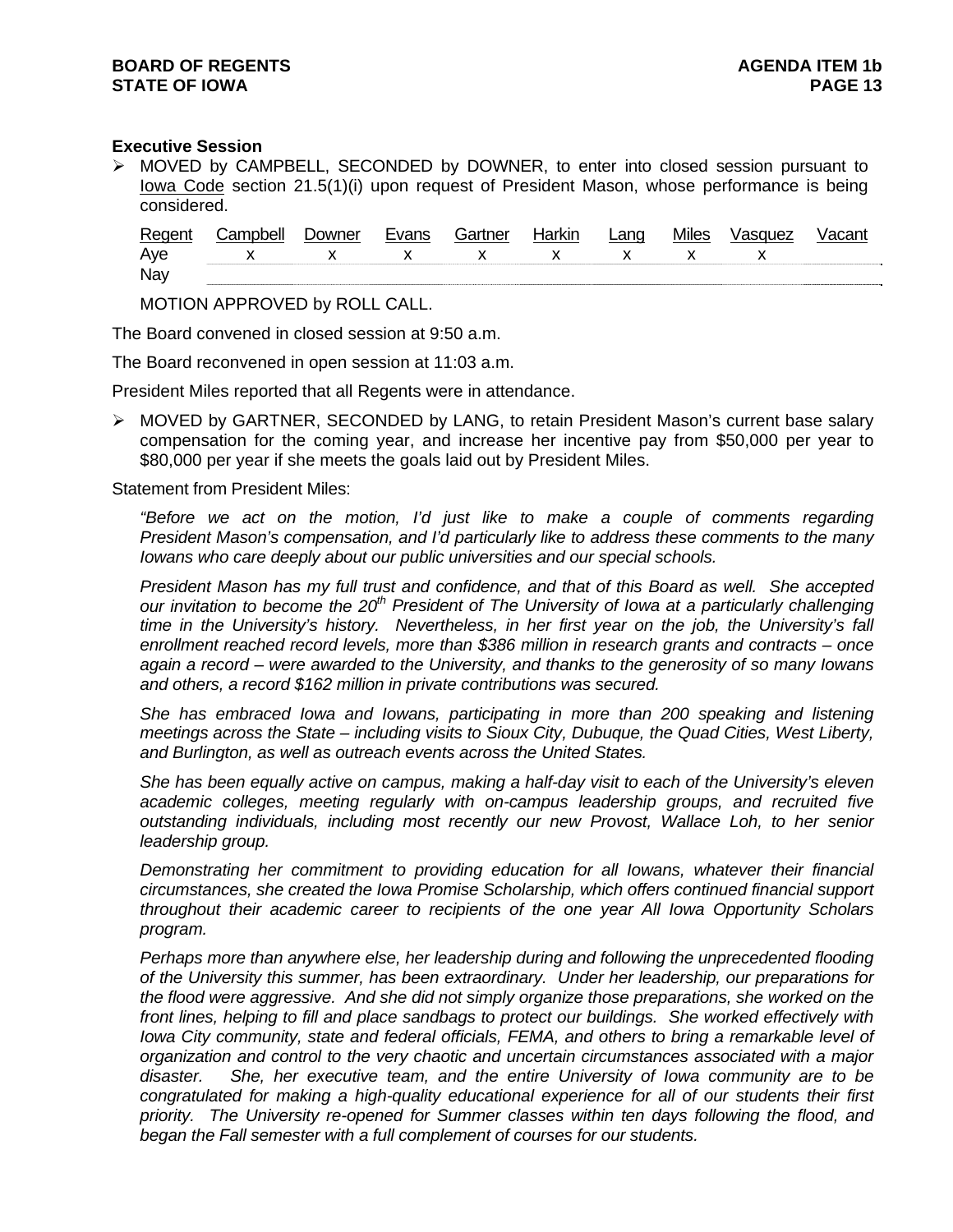**Executive Session**

- MOVED by CAMPBELL, SECONDED by DOWNER, to enter into closed session pursuant to Iowa Code section 21.5(1)(i) upon request of President Mason, whose performance is being considered.

| Regent | Campbell | Downer | Evans | Gartner | Harkin | Lang | Miles | Vasquez | Vacant |
|---|---|---|---|---|---|---|---|---|---|
| Aye | x | x | x | x | x | x | x | x | |
| Nay | | | | | | | | | |

MOTION APPROVED by ROLL CALL.

The Board convened in closed session at 9:50 a.m.

The Board reconvened in open session at 11:03 a.m.

President Miles reported that all Regents were in attendance.

- MOVED by GARTNER, SECONDED by LANG, to retain President Mason's current base salary compensation for the coming year, and increase her incentive pay from $50,000 per year to $80,000 per year if she meets the goals laid out by President Miles.

Statement from President Miles:

*"Before we act on the motion, I'd just like to make a couple of comments regarding President Mason's compensation, and I'd particularly like to address these comments to the many Iowans who care deeply about our public universities and our special schools.*

*President Mason has my full trust and confidence, and that of this Board as well. She accepted our invitation to become the 20th President of The University of Iowa at a particularly challenging time in the University's history. Nevertheless, in her first year on the job, the University's fall enrollment reached record levels, more than $386 million in research grants and contracts – once again a record – were awarded to the University, and thanks to the generosity of so many Iowans and others, a record $162 million in private contributions was secured.*

*She has embraced Iowa and Iowans, participating in more than 200 speaking and listening meetings across the State – including visits to Sioux City, Dubuque, the Quad Cities, West Liberty, and Burlington, as well as outreach events across the United States.*

*She has been equally active on campus, making a half-day visit to each of the University's eleven academic colleges, meeting regularly with on-campus leadership groups, and recruited five outstanding individuals, including most recently our new Provost, Wallace Loh, to her senior leadership group.*

*Demonstrating her commitment to providing education for all Iowans, whatever their financial circumstances, she created the Iowa Promise Scholarship, which offers continued financial support throughout their academic career to recipients of the one year All Iowa Opportunity Scholars program.*

*Perhaps more than anywhere else, her leadership during and following the unprecedented flooding of the University this summer, has been extraordinary. Under her leadership, our preparations for the flood were aggressive. And she did not simply organize those preparations, she worked on the front lines, helping to fill and place sandbags to protect our buildings. She worked effectively with Iowa City community, state and federal officials, FEMA, and others to bring a remarkable level of organization and control to the very chaotic and uncertain circumstances associated with a major disaster. She, her executive team, and the entire University of Iowa community are to be congratulated for making a high-quality educational experience for all of our students their first priority. The University re-opened for Summer classes within ten days following the flood, and began the Fall semester with a full complement of courses for our students.*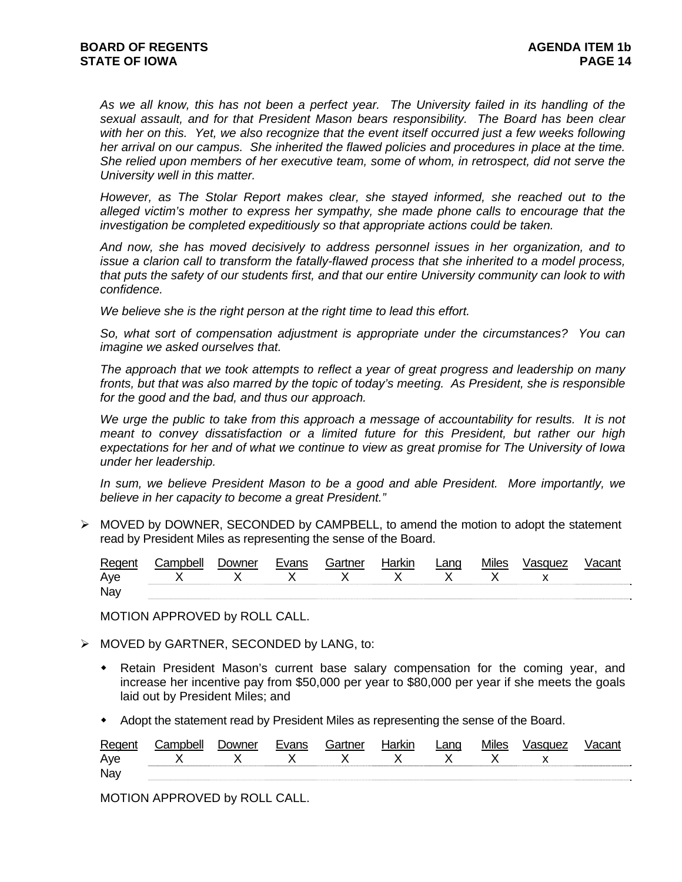*As we all know, this has not been a perfect year. The University failed in its handling of the sexual assault, and for that President Mason bears responsibility. The Board has been clear with her on this. Yet, we also recognize that the event itself occurred just a few weeks following her arrival on our campus. She inherited the flawed policies and procedures in place at the time. She relied upon members of her executive team, some of whom, in retrospect, did not serve the University well in this matter.*

*However, as The Stolar Report makes clear, she stayed informed, she reached out to the alleged victim's mother to express her sympathy, she made phone calls to encourage that the investigation be completed expeditiously so that appropriate actions could be taken.*

*And now, she has moved decisively to address personnel issues in her organization, and to issue a clarion call to transform the fatally-flawed process that she inherited to a model process, that puts the safety of our students first, and that our entire University community can look to with confidence.*

*We believe she is the right person at the right time to lead this effort.*

*So, what sort of compensation adjustment is appropriate under the circumstances? You can imagine we asked ourselves that.*

*The approach that we took attempts to reflect a year of great progress and leadership on many fronts, but that was also marred by the topic of today's meeting. As President, she is responsible for the good and the bad, and thus our approach.*

*We urge the public to take from this approach a message of accountability for results. It is not meant to convey dissatisfaction or a limited future for this President, but rather our high expectations for her and of what we continue to view as great promise for The University of Iowa under her leadership.*

*In sum, we believe President Mason to be a good and able President. More importantly, we believe in her capacity to become a great President."*

- MOVED by DOWNER, SECONDED by CAMPBELL, to amend the motion to adopt the statement read by President Miles as representing the sense of the Board.

| Regent | Campbell | Downer | Evans | Gartner | Harkin | Lang | Miles | Vasquez | Vacant |
|---|---|---|---|---|---|---|---|---|---|
| Aye | X | X | X | X | X | X | X | x | |
| Nay | | | | | | | | | |

MOTION APPROVED by ROLL CALL.

- MOVED by GARTNER, SECONDED by LANG, to:
  - Retain President Mason's current base salary compensation for the coming year, and increase her incentive pay from $50,000 per year to $80,000 per year if she meets the goals laid out by President Miles; and
  - Adopt the statement read by President Miles as representing the sense of the Board.

| Regent | Campbell | Downer | Evans | Gartner | Harkin | Lang | Miles | Vasquez | Vacant |
|---|---|---|---|---|---|---|---|---|---|
| Aye | X | X | X | X | X | X | X | x | |
| Nay | | | | | | | | | |

MOTION APPROVED by ROLL CALL.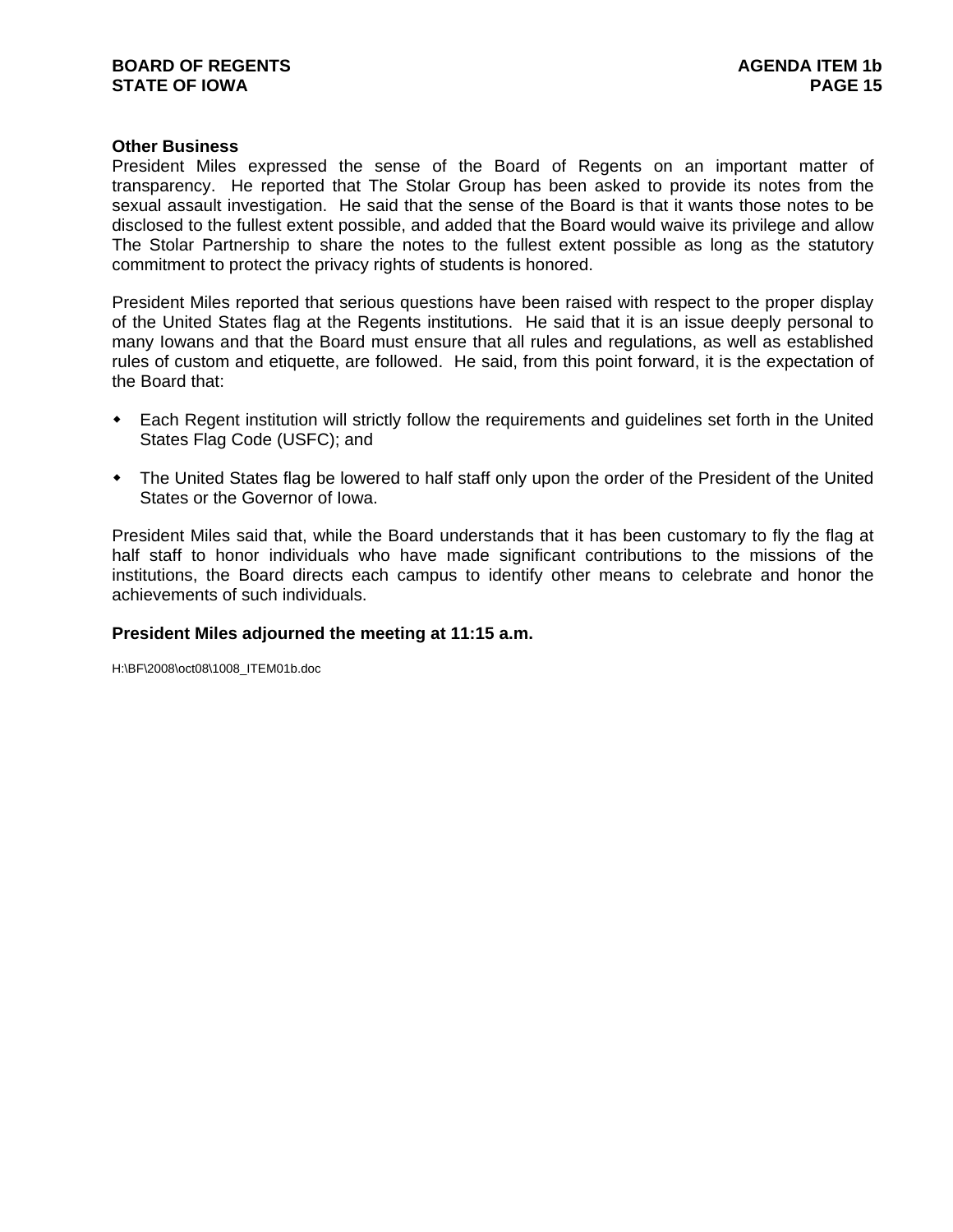**Other Business**
President Miles expressed the sense of the Board of Regents on an important matter of transparency. He reported that The Stolar Group has been asked to provide its notes from the sexual assault investigation. He said that the sense of the Board is that it wants those notes to be disclosed to the fullest extent possible, and added that the Board would waive its privilege and allow The Stolar Partnership to share the notes to the fullest extent possible as long as the statutory commitment to protect the privacy rights of students is honored.

President Miles reported that serious questions have been raised with respect to the proper display of the United States flag at the Regents institutions. He said that it is an issue deeply personal to many Iowans and that the Board must ensure that all rules and regulations, as well as established rules of custom and etiquette, are followed. He said, from this point forward, it is the expectation of the Board that:

- Each Regent institution will strictly follow the requirements and guidelines set forth in the United States Flag Code (USFC); and
- The United States flag be lowered to half staff only upon the order of the President of the United States or the Governor of Iowa.

President Miles said that, while the Board understands that it has been customary to fly the flag at half staff to honor individuals who have made significant contributions to the missions of the institutions, the Board directs each campus to identify other means to celebrate and honor the achievements of such individuals.

**President Miles adjourned the meeting at 11:15 a.m.**

H:\BF\2008\oct08\1008_ITEM01b.doc